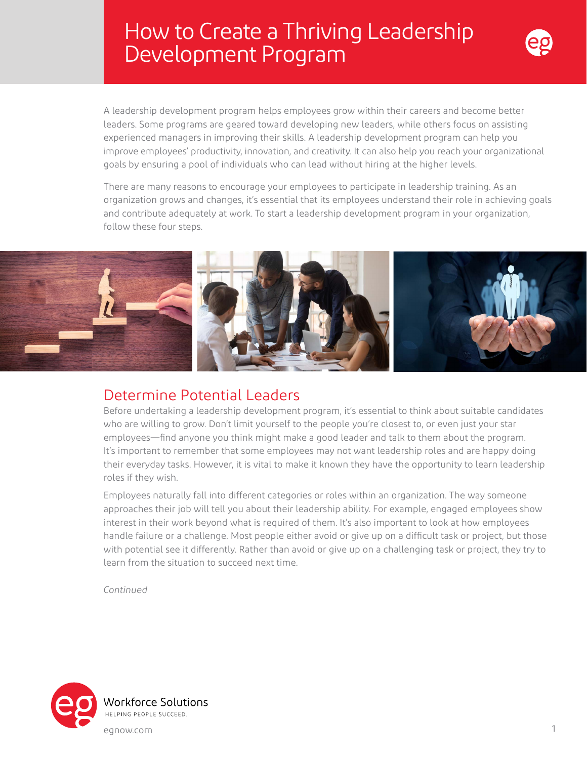# How to Create a Thriving Leadership Development Program

A leadership development program helps employees grow within their careers and become better leaders. Some programs are geared toward developing new leaders, while others focus on assisting experienced managers in improving their skills. A leadership development program can help you improve employees' productivity, innovation, and creativity. It can also help you reach your organizational goals by ensuring a pool of individuals who can lead without hiring at the higher levels.

There are many reasons to encourage your employees to participate in leadership training. As an organization grows and changes, it's essential that its employees understand their role in achieving goals and contribute adequately at work. To start a leadership development program in your organization, follow these four steps.

## Determine Potential Leaders

Before undertaking a leadership development program, it's essential to think about suitable candidates who are willing to grow. Don't limit yourself to the people you're closest to, or even just your star employees—find anyone you think might make a good leader and talk to them about the program. It's important to remember that some employees may not want leadership roles and are happy doing their everyday tasks. However, it is vital to make it known they have the opportunity to learn leadership roles if they wish.

Employees naturally fall into different categories or roles within an organization. The way someone approaches their job will tell you about their leadership ability. For example, engaged employees show interest in their work beyond what is required of them. It's also important to look at how employees handle failure or a challenge. Most people either avoid or give up on a difficult task or project, but those with potential see it differently. Rather than avoid or give up on a challenging task or project, they try to learn from the situation to succeed next time.

*Continued*

Workforce Solutions
HELPING PEOPLE SUCCEED.
egnow.com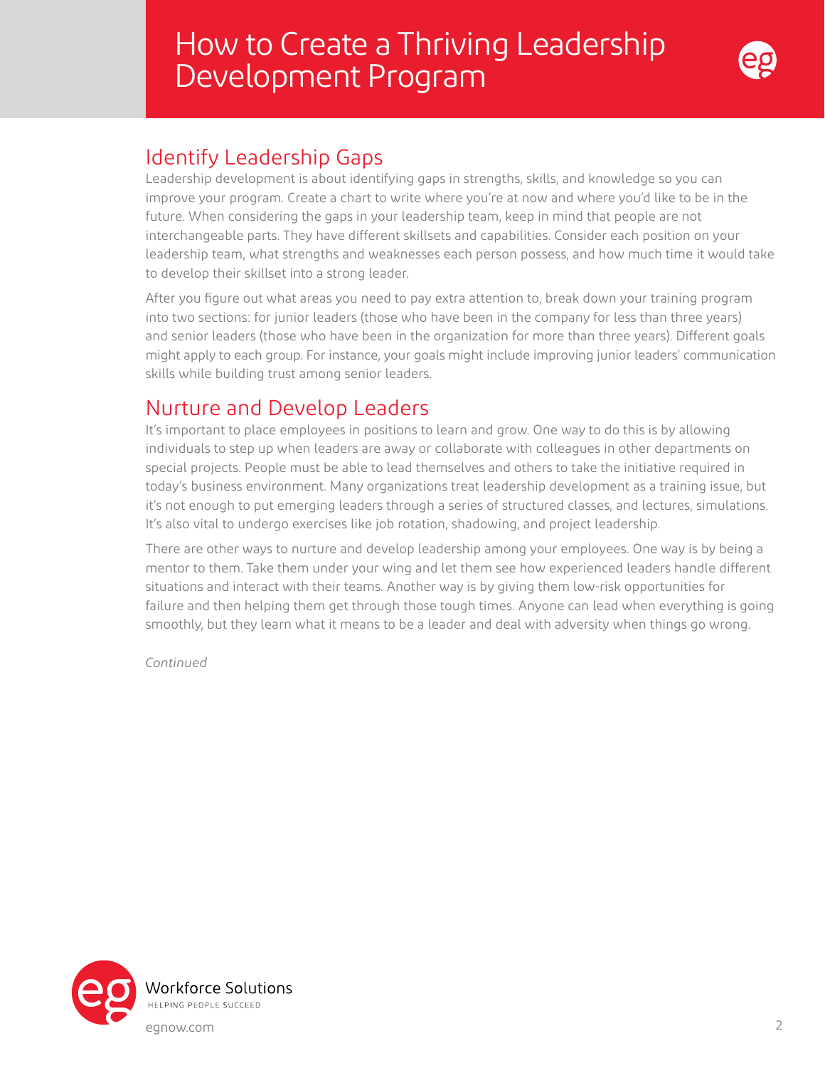## Identify Leadership Gaps

Leadership development is about identifying gaps in strengths, skills, and knowledge so you can improve your program. Create a chart to write where you're at now and where you'd like to be in the future. When considering the gaps in your leadership team, keep in mind that people are not interchangeable parts. They have different skillsets and capabilities. Consider each position on your leadership team, what strengths and weaknesses each person possess, and how much time it would take to develop their skillset into a strong leader.

After you figure out what areas you need to pay extra attention to, break down your training program into two sections: for junior leaders (those who have been in the company for less than three years) and senior leaders (those who have been in the organization for more than three years). Different goals might apply to each group. For instance, your goals might include improving junior leaders' communication skills while building trust among senior leaders.

## Nurture and Develop Leaders

It's important to place employees in positions to learn and grow. One way to do this is by allowing individuals to step up when leaders are away or collaborate with colleagues in other departments on special projects. People must be able to lead themselves and others to take the initiative required in today's business environment. Many organizations treat leadership development as a training issue, but it's not enough to put emerging leaders through a series of structured classes, and lectures, simulations. It's also vital to undergo exercises like job rotation, shadowing, and project leadership.

There are other ways to nurture and develop leadership among your employees. One way is by being a mentor to them. Take them under your wing and let them see how experienced leaders handle different situations and interact with their teams. Another way is by giving them low-risk opportunities for failure and then helping them get through those tough times. Anyone can lead when everything is going smoothly, but they learn what it means to be a leader and deal with adversity when things go wrong.

*Continued*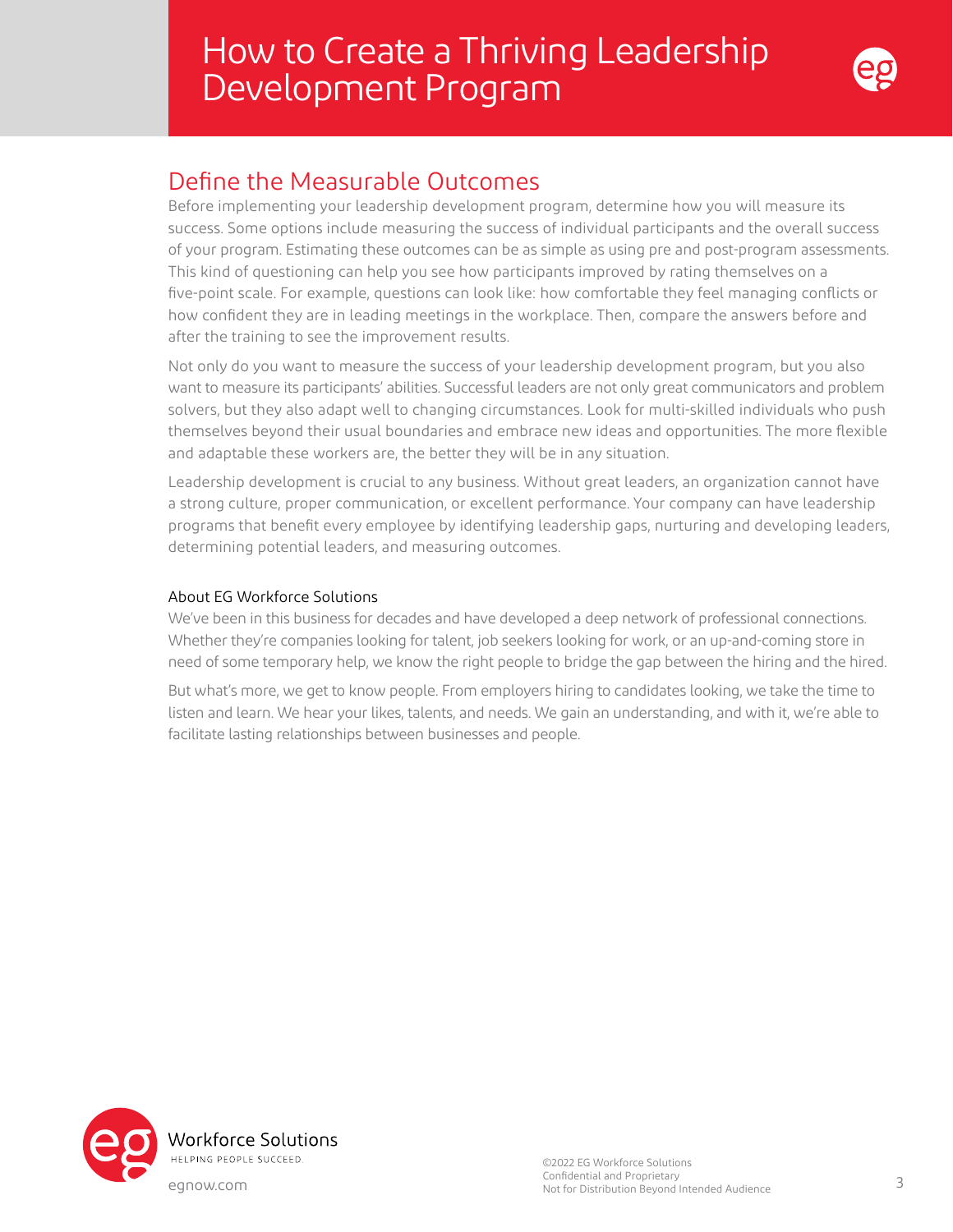## Define the Measurable Outcomes

Before implementing your leadership development program, determine how you will measure its success. Some options include measuring the success of individual participants and the overall success of your program. Estimating these outcomes can be as simple as using pre and post-program assessments. This kind of questioning can help you see how participants improved by rating themselves on a five-point scale. For example, questions can look like: how comfortable they feel managing conflicts or how confident they are in leading meetings in the workplace. Then, compare the answers before and after the training to see the improvement results.

Not only do you want to measure the success of your leadership development program, but you also want to measure its participants' abilities. Successful leaders are not only great communicators and problem solvers, but they also adapt well to changing circumstances. Look for multi-skilled individuals who push themselves beyond their usual boundaries and embrace new ideas and opportunities. The more flexible and adaptable these workers are, the better they will be in any situation.

Leadership development is crucial to any business. Without great leaders, an organization cannot have a strong culture, proper communication, or excellent performance. Your company can have leadership programs that benefit every employee by identifying leadership gaps, nurturing and developing leaders, determining potential leaders, and measuring outcomes.

### About EG Workforce Solutions

We've been in this business for decades and have developed a deep network of professional connections. Whether they're companies looking for talent, job seekers looking for work, or an up-and-coming store in need of some temporary help, we know the right people to bridge the gap between the hiring and the hired.

But what's more, we get to know people. From employers hiring to candidates looking, we take the time to listen and learn. We hear your likes, talents, and needs. We gain an understanding, and with it, we're able to facilitate lasting relationships between businesses and people.